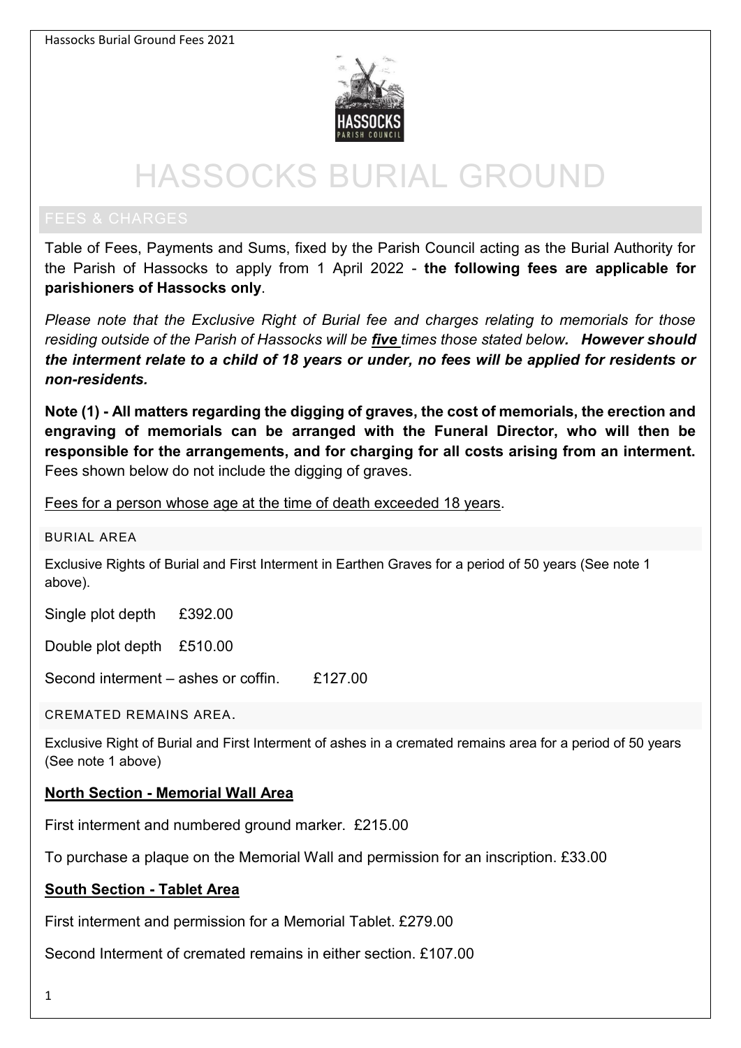# HASSOCKS BURIAL GROUND

## FEES & CHARGES

Table of Fees, Payments and Sums, fixed by the Parish Council acting as the Burial Authority for the Parish of Hassocks to apply from 1 April 2022 - **the following fees are applicable for parishioners of Hassocks only**.

*Please note that the Exclusive Right of Burial fee and charges relating to memorials for those residing outside of the Parish of Hassocks will be **five** times those stated below. **However should the interment relate to a child of 18 years or under, no fees will be applied for residents or non-residents.***

**Note (1) - All matters regarding the digging of graves, the cost of memorials, the erection and engraving of memorials can be arranged with the Funeral Director, who will then be responsible for the arrangements, and for charging for all costs arising from an interment.** Fees shown below do not include the digging of graves.

Fees for a person whose age at the time of death exceeded 18 years.

### BURIAL AREA

Exclusive Rights of Burial and First Interment in Earthen Graves for a period of 50 years (See note 1 above).

Single plot depth £392.00

Double plot depth £510.00

Second interment – ashes or coffin. £127.00

### CREMATED REMAINS AREA.

Exclusive Right of Burial and First Interment of ashes in a cremated remains area for a period of 50 years (See note 1 above)

**North Section - Memorial Wall Area**

First interment and numbered ground marker. £215.00

To purchase a plaque on the Memorial Wall and permission for an inscription. £33.00

**South Section - Tablet Area**

First interment and permission for a Memorial Tablet. £279.00

Second Interment of cremated remains in either section. £107.00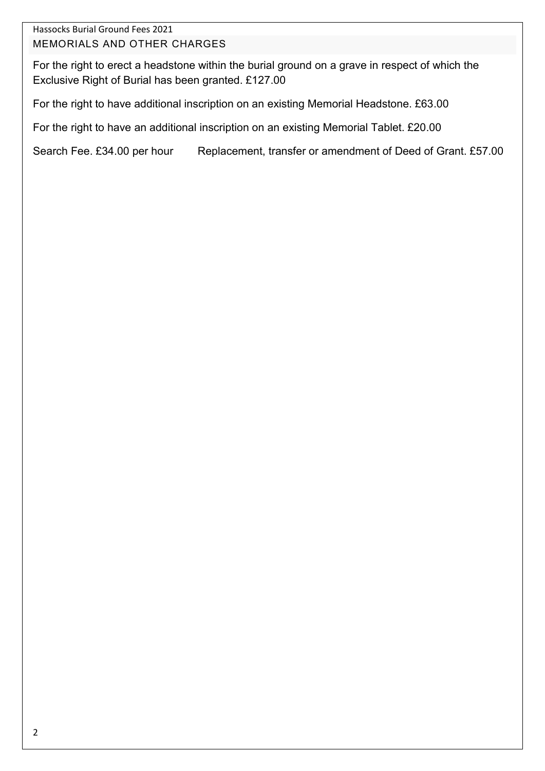## MEMORIALS AND OTHER CHARGES

For the right to erect a headstone within the burial ground on a grave in respect of which the Exclusive Right of Burial has been granted. £127.00

For the right to have additional inscription on an existing Memorial Headstone. £63.00

For the right to have an additional inscription on an existing Memorial Tablet. £20.00

Search Fee. £34.00 per hour

Replacement, transfer or amendment of Deed of Grant. £57.00